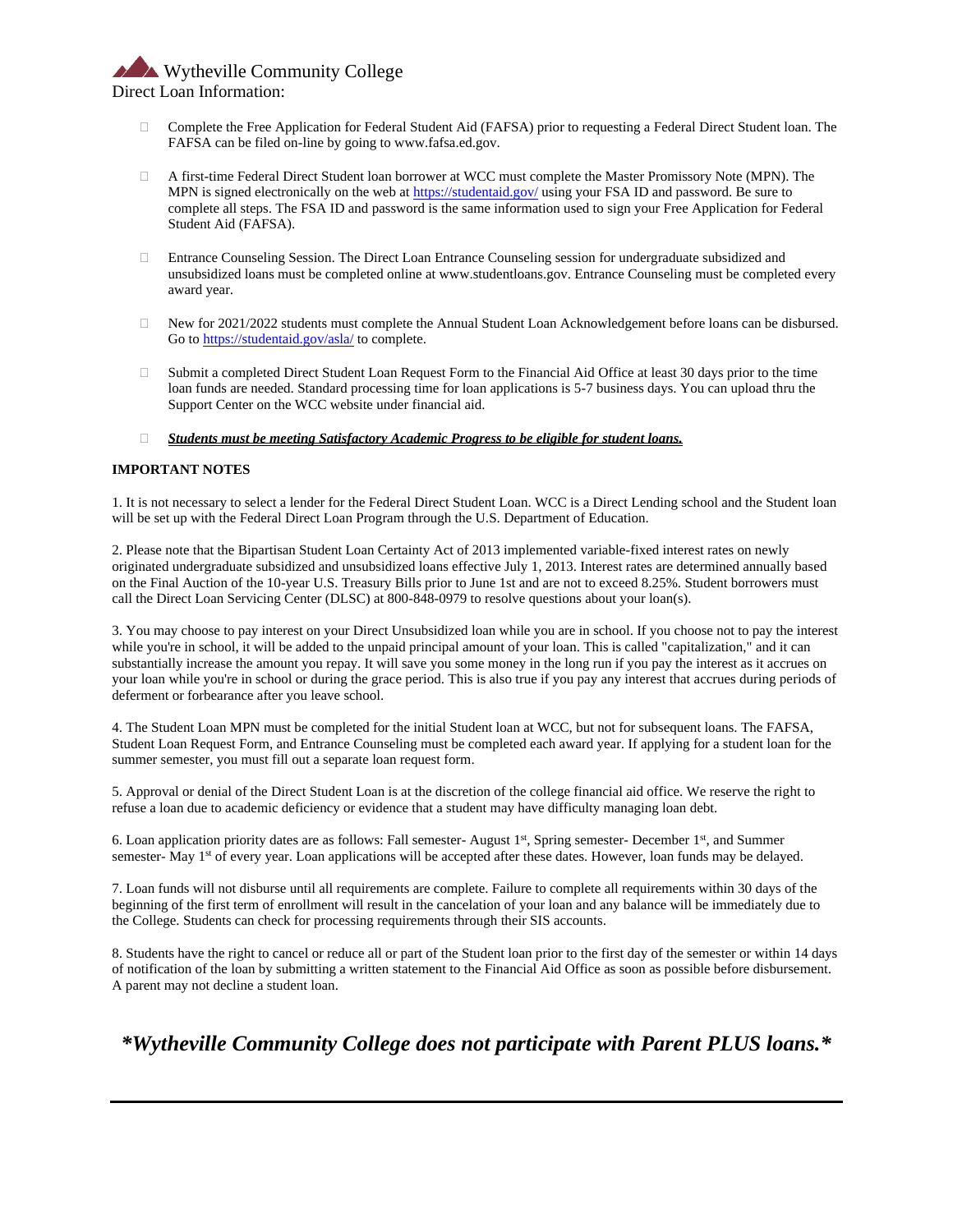# Wytheville Community College

Direct Loan Information:

- Complete the Free Application for Federal Student Aid (FAFSA) prior to requesting a Federal Direct Student loan. The FAFSA can be filed on-line by going to www.fafsa.ed.gov.
- A first-time Federal Direct Student loan borrower at WCC must complete the Master Promissory Note (MPN). The MPN is signed electronically on the web at https://studentaid.gov/ using your FSA ID and password. Be sure to complete all steps. The FSA ID and password is the same information used to sign your Free Application for Federal Student Aid (FAFSA).
- Entrance Counseling Session. The Direct Loan Entrance Counseling session for undergraduate subsidized and unsubsidized loans must be completed online at www.studentloans.gov. Entrance Counseling must be completed every award year.
- New for 2021/2022 students must complete the Annual Student Loan Acknowledgement before loans can be disbursed. Go to https://studentaid.gov/asla/ to complete.
- Submit a completed Direct Student Loan Request Form to the Financial Aid Office at least 30 days prior to the time loan funds are needed. Standard processing time for loan applications is 5-7 business days. You can upload thru the Support Center on the WCC website under financial aid.
- ***Students must be meeting Satisfactory Academic Progress to be eligible for student loans.***

**IMPORTANT NOTES**

1. It is not necessary to select a lender for the Federal Direct Student Loan. WCC is a Direct Lending school and the Student loan will be set up with the Federal Direct Loan Program through the U.S. Department of Education.

2. Please note that the Bipartisan Student Loan Certainty Act of 2013 implemented variable-fixed interest rates on newly originated undergraduate subsidized and unsubsidized loans effective July 1, 2013. Interest rates are determined annually based on the Final Auction of the 10-year U.S. Treasury Bills prior to June 1st and are not to exceed 8.25%. Student borrowers must call the Direct Loan Servicing Center (DLSC) at 800-848-0979 to resolve questions about your loan(s).

3. You may choose to pay interest on your Direct Unsubsidized loan while you are in school. If you choose not to pay the interest while you're in school, it will be added to the unpaid principal amount of your loan. This is called "capitalization," and it can substantially increase the amount you repay. It will save you some money in the long run if you pay the interest as it accrues on your loan while you're in school or during the grace period. This is also true if you pay any interest that accrues during periods of deferment or forbearance after you leave school.

4. The Student Loan MPN must be completed for the initial Student loan at WCC, but not for subsequent loans. The FAFSA, Student Loan Request Form, and Entrance Counseling must be completed each award year. If applying for a student loan for the summer semester, you must fill out a separate loan request form.

5. Approval or denial of the Direct Student Loan is at the discretion of the college financial aid office. We reserve the right to refuse a loan due to academic deficiency or evidence that a student may have difficulty managing loan debt.

6. Loan application priority dates are as follows: Fall semester- August 1st, Spring semester- December 1st, and Summer semester- May 1st of every year. Loan applications will be accepted after these dates. However, loan funds may be delayed.

7. Loan funds will not disburse until all requirements are complete. Failure to complete all requirements within 30 days of the beginning of the first term of enrollment will result in the cancelation of your loan and any balance will be immediately due to the College. Students can check for processing requirements through their SIS accounts.

8. Students have the right to cancel or reduce all or part of the Student loan prior to the first day of the semester or within 14 days of notification of the loan by submitting a written statement to the Financial Aid Office as soon as possible before disbursement. A parent may not decline a student loan.

## *\*Wytheville Community College does not participate with Parent PLUS loans.\**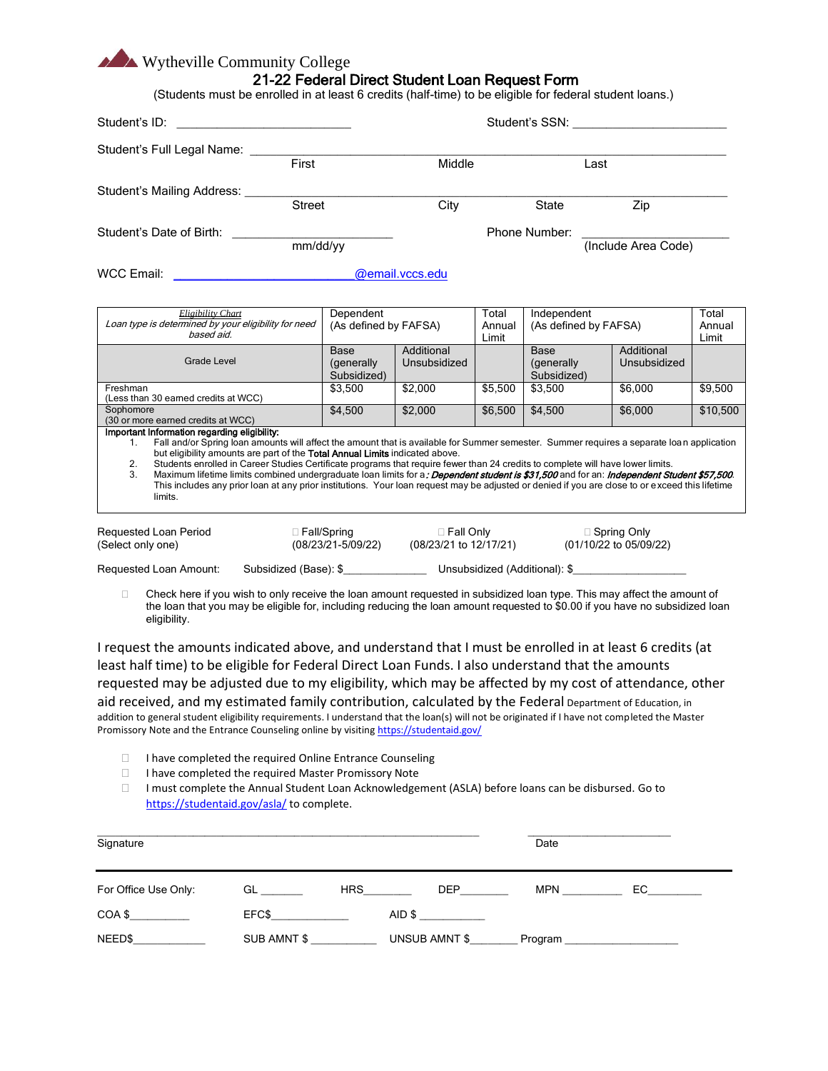Wytheville Community College

# 21-22 Federal Direct Student Loan Request Form

(Students must be enrolled in at least 6 credits (half-time) to be eligible for federal student loans.)

Student's ID: ________________________ Student's SSN: ______________________

Student's Full Legal Name: ______________________________________________
First Middle Last

Student's Mailing Address: ______________________________________________
Street City State Zip

Student's Date of Birth: ______________________ Phone Number: ____________________
mm/dd/yy (Include Area Code)

WCC Email: ________________________@email.vccs.edu

| *Eligibility Chart* *Loan type is determined by your eligibility for need based aid.* | Dependent (As defined by FAFSA) | | Total Annual Limit | Independent (As defined by FAFSA) | | Total Annual Limit |
|---|---|---|---|---|---|---|
| Grade Level | Base (generally Subsidized) | Additional Unsubsidized | | Base (generally Subsidized) | Additional Unsubsidized | |
| Freshman (Less than 30 earned credits at WCC) | $3,500 | $2,000 | $5,500 | $3,500 | $6,000 | $9,500 |
| Sophomore (30 or more earned credits at WCC) | $4,500 | $2,000 | $6,500 | $4,500 | $6,000 | $10,500 |

**Important Information regarding eligibility:**

1. Fall and/or Spring loan amounts will affect the amount that is available for Summer semester. Summer requires a separate loan application but eligibility amounts are part of the **Total Annual Limits** indicated above.
2. Students enrolled in Career Studies Certificate programs that require fewer than 24 credits to complete will have lower limits.
3. Maximum lifetime limits combined undergraduate loan limits for a; ***Dependent student is $31,500*** and for an: ***Independent Student $57,500***. This includes any prior loan at any prior institutions. Your loan request may be adjusted or denied if you are close to or exceed this lifetime limits.

Requested Loan Period (Select only one)
☐ Fall/Spring (08/23/21-5/09/22)
☐ Fall Only (08/23/21 to 12/17/21)
☐ Spring Only (01/10/22 to 05/09/22)

Requested Loan Amount: Subsidized (Base): $______________ Unsubsidized (Additional): $__________________

☐ Check here if you wish to only receive the loan amount requested in subsidized loan type. This may affect the amount of the loan that you may be eligible for, including reducing the loan amount requested to $0.00 if you have no subsidized loan eligibility.

I request the amounts indicated above, and understand that I must be enrolled in at least 6 credits (at least half time) to be eligible for Federal Direct Loan Funds. I also understand that the amounts requested may be adjusted due to my eligibility, which may be affected by my cost of attendance, other aid received, and my estimated family contribution, calculated by the Federal Department of Education, in addition to general student eligibility requirements. I understand that the loan(s) will not be originated if I have not completed the Master Promissory Note and the Entrance Counseling online by visiting https://studentaid.gov/

☐ I have completed the required Online Entrance Counseling
☐ I have completed the required Master Promissory Note
☐ I must complete the Annual Student Loan Acknowledgement (ASLA) before loans can be disbursed. Go to https://studentaid.gov/asla/ to complete.

_____________________________________________________ ________________________
Signature Date

For Office Use Only: GL _______ HRS________ DEP________ MPN __________ EC_________

COA $__________ EFC$_____________ AID $ ___________

NEED$____________ SUB AMNT $ ___________ UNSUB AMNT $________ Program __________________